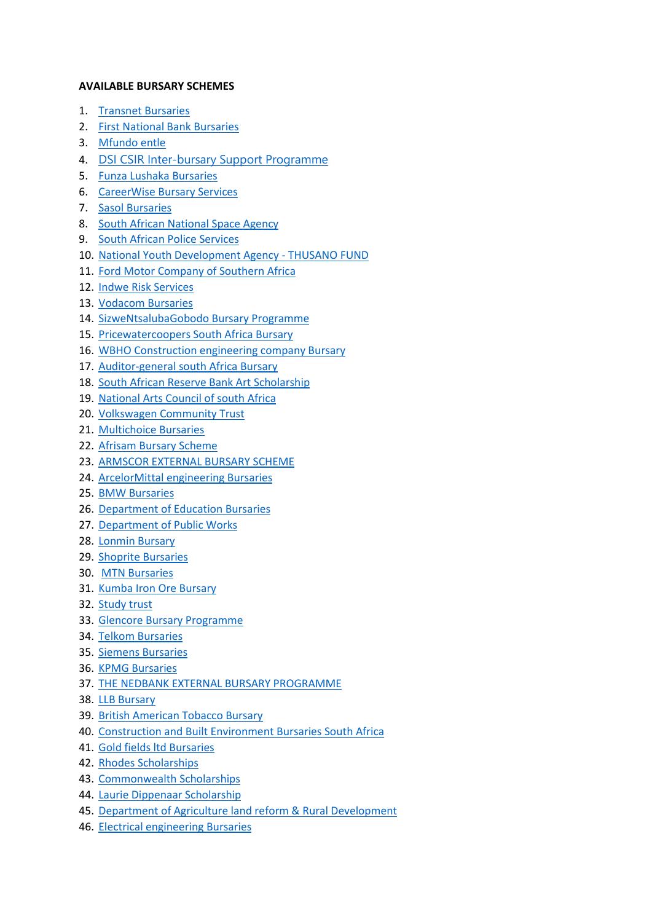**AVAILABLE BURSARY SCHEMES**

1. Transnet Bursaries
2. First National Bank Bursaries
3. Mfundo entle
4. DSI CSIR Inter-bursary Support Programme
5. Funza Lushaka Bursaries
6. CareerWise Bursary Services
7. Sasol Bursaries
8. South African National Space Agency
9. South African Police Services
10. National Youth Development Agency - THUSANO FUND
11. Ford Motor Company of Southern Africa
12. Indwe Risk Services
13. Vodacom Bursaries
14. SizweNtsalubaGobodo Bursary Programme
15. Pricewatercoopers South Africa Bursary
16. WBHO Construction engineering company Bursary
17. Auditor-general south Africa Bursary
18. South African Reserve Bank Art Scholarship
19. National Arts Council of south Africa
20. Volkswagen Community Trust
21. Multichoice Bursaries
22. Afrisam Bursary Scheme
23. ARMSCOR EXTERNAL BURSARY SCHEME
24. ArcelorMittal engineering Bursaries
25. BMW Bursaries
26. Department of Education Bursaries
27. Department of Public Works
28. Lonmin Bursary
29. Shoprite Bursaries
30. MTN Bursaries
31. Kumba Iron Ore Bursary
32. Study trust
33. Glencore Bursary Programme
34. Telkom Bursaries
35. Siemens Bursaries
36. KPMG Bursaries
37. THE NEDBANK EXTERNAL BURSARY PROGRAMME
38. LLB Bursary
39. British American Tobacco Bursary
40. Construction and Built Environment Bursaries South Africa
41. Gold fields ltd Bursaries
42. Rhodes Scholarships
43. Commonwealth Scholarships
44. Laurie Dippenaar Scholarship
45. Department of Agriculture land reform & Rural Development
46. Electrical engineering Bursaries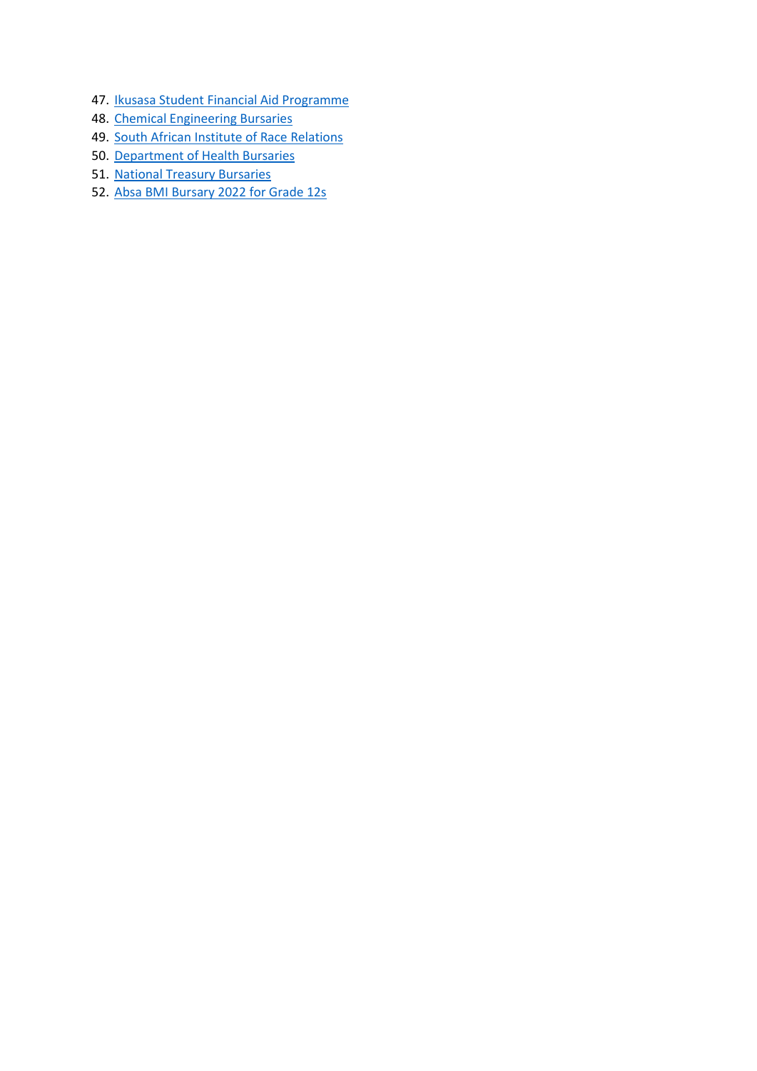47. Ikusasa Student Financial Aid Programme
48. Chemical Engineering Bursaries
49. South African Institute of Race Relations
50. Department of Health Bursaries
51. National Treasury Bursaries
52. Absa BMI Bursary 2022 for Grade 12s